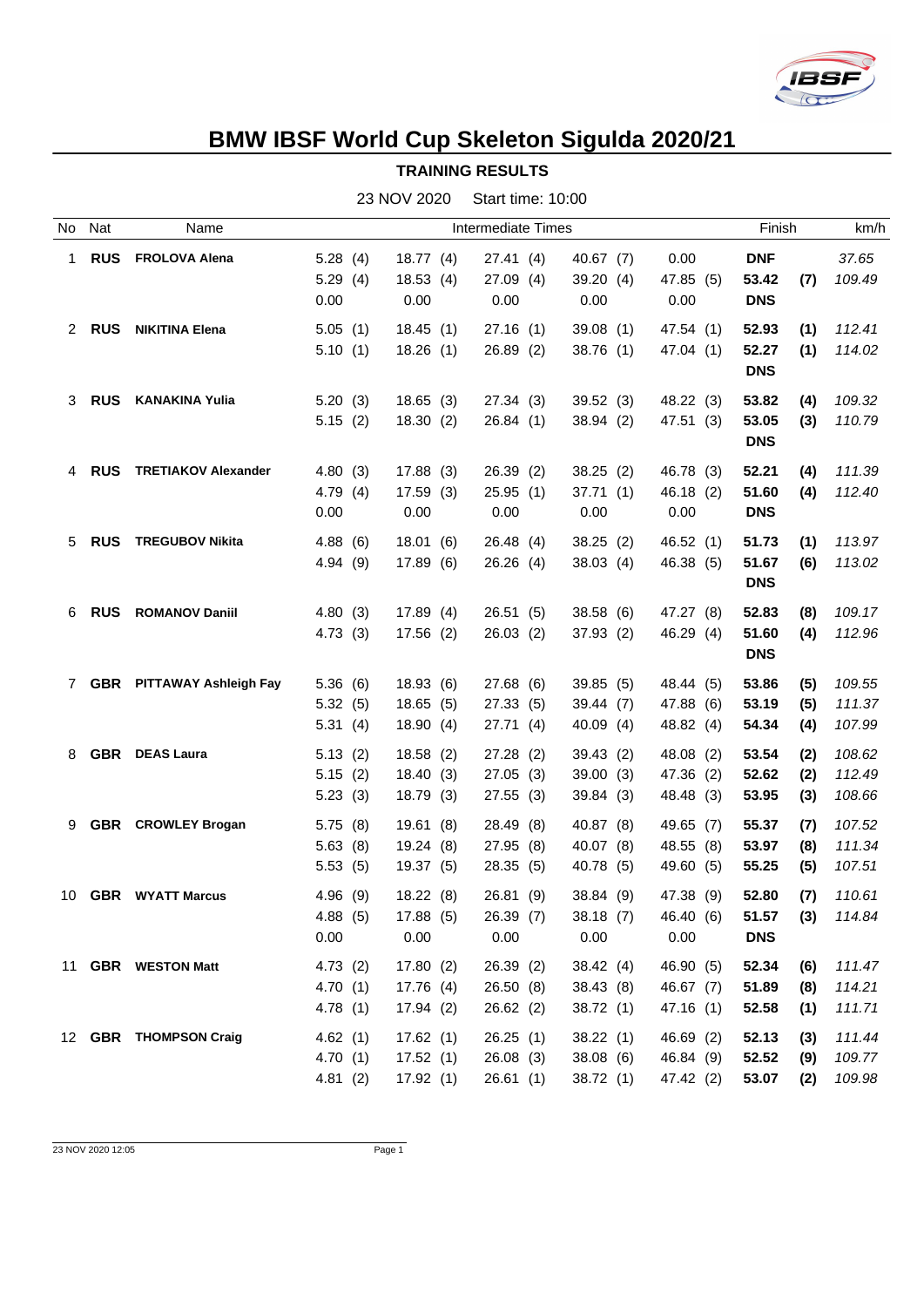# BMW IBSF World Cup Skeleton Sigulda 2020/21

## TRAINING RESULTS

23 NOV 2020 Start time: 10:00

| No | Nat | Name | Intermediate Times | | | | | Finish | | km/h |
|---|---|---|---|---|---|---|---|---|---|---|
| 1 | **RUS** | **FROLOVA Alena** | 5.28 (4) | 18.77 (4) | 27.41 (4) | 40.67 (7) | 0.00 | **DNF** | | *37.65* |
| | | | 5.29 (4) | 18.53 (4) | 27.09 (4) | 39.20 (4) | 47.85 (5) | **53.42** | **(7)** | *109.49* |
| | | | 0.00 | 0.00 | 0.00 | 0.00 | 0.00 | **DNS** | | |
| 2 | **RUS** | **NIKITINA Elena** | 5.05 (1) | 18.45 (1) | 27.16 (1) | 39.08 (1) | 47.54 (1) | **52.93** | **(1)** | *112.41* |
| | | | 5.10 (1) | 18.26 (1) | 26.89 (2) | 38.76 (1) | 47.04 (1) | **52.27** | **(1)** | *114.02* |
| | | | | | | | | **DNS** | | |
| 3 | **RUS** | **KANAKINA Yulia** | 5.20 (3) | 18.65 (3) | 27.34 (3) | 39.52 (3) | 48.22 (3) | **53.82** | **(4)** | *109.32* |
| | | | 5.15 (2) | 18.30 (2) | 26.84 (1) | 38.94 (2) | 47.51 (3) | **53.05** | **(3)** | *110.79* |
| | | | | | | | | **DNS** | | |
| 4 | **RUS** | **TRETIAKOV Alexander** | 4.80 (3) | 17.88 (3) | 26.39 (2) | 38.25 (2) | 46.78 (3) | **52.21** | **(4)** | *111.39* |
| | | | 4.79 (4) | 17.59 (3) | 25.95 (1) | 37.71 (1) | 46.18 (2) | **51.60** | **(4)** | *112.40* |
| | | | 0.00 | 0.00 | 0.00 | 0.00 | 0.00 | **DNS** | | |
| 5 | **RUS** | **TREGUBOV Nikita** | 4.88 (6) | 18.01 (6) | 26.48 (4) | 38.25 (2) | 46.52 (1) | **51.73** | **(1)** | *113.97* |
| | | | 4.94 (9) | 17.89 (6) | 26.26 (4) | 38.03 (4) | 46.38 (5) | **51.67** | **(6)** | *113.02* |
| | | | | | | | | **DNS** | | |
| 6 | **RUS** | **ROMANOV Daniil** | 4.80 (3) | 17.89 (4) | 26.51 (5) | 38.58 (6) | 47.27 (8) | **52.83** | **(8)** | *109.17* |
| | | | 4.73 (3) | 17.56 (2) | 26.03 (2) | 37.93 (2) | 46.29 (4) | **51.60** | **(4)** | *112.96* |
| | | | | | | | | **DNS** | | |
| 7 | **GBR** | **PITTAWAY Ashleigh Fay** | 5.36 (6) | 18.93 (6) | 27.68 (6) | 39.85 (5) | 48.44 (5) | **53.86** | **(5)** | *109.55* |
| | | | 5.32 (5) | 18.65 (5) | 27.33 (5) | 39.44 (7) | 47.88 (6) | **53.19** | **(5)** | *111.37* |
| | | | 5.31 (4) | 18.90 (4) | 27.71 (4) | 40.09 (4) | 48.82 (4) | **54.34** | **(4)** | *107.99* |
| 8 | **GBR** | **DEAS Laura** | 5.13 (2) | 18.58 (2) | 27.28 (2) | 39.43 (2) | 48.08 (2) | **53.54** | **(2)** | *108.62* |
| | | | 5.15 (2) | 18.40 (3) | 27.05 (3) | 39.00 (3) | 47.36 (2) | **52.62** | **(2)** | *112.49* |
| | | | 5.23 (3) | 18.79 (3) | 27.55 (3) | 39.84 (3) | 48.48 (3) | **53.95** | **(3)** | *108.66* |
| 9 | **GBR** | **CROWLEY Brogan** | 5.75 (8) | 19.61 (8) | 28.49 (8) | 40.87 (8) | 49.65 (7) | **55.37** | **(7)** | *107.52* |
| | | | 5.63 (8) | 19.24 (8) | 27.95 (8) | 40.07 (8) | 48.55 (8) | **53.97** | **(8)** | *111.34* |
| | | | 5.53 (5) | 19.37 (5) | 28.35 (5) | 40.78 (5) | 49.60 (5) | **55.25** | **(5)** | *107.51* |
| 10 | **GBR** | **WYATT Marcus** | 4.96 (9) | 18.22 (8) | 26.81 (9) | 38.84 (9) | 47.38 (9) | **52.80** | **(7)** | *110.61* |
| | | | 4.88 (5) | 17.88 (5) | 26.39 (7) | 38.18 (7) | 46.40 (6) | **51.57** | **(3)** | *114.84* |
| | | | 0.00 | 0.00 | 0.00 | 0.00 | 0.00 | **DNS** | | |
| 11 | **GBR** | **WESTON Matt** | 4.73 (2) | 17.80 (2) | 26.39 (2) | 38.42 (4) | 46.90 (5) | **52.34** | **(6)** | *111.47* |
| | | | 4.70 (1) | 17.76 (4) | 26.50 (8) | 38.43 (8) | 46.67 (7) | **51.89** | **(8)** | *114.21* |
| | | | 4.78 (1) | 17.94 (2) | 26.62 (2) | 38.72 (1) | 47.16 (1) | **52.58** | **(1)** | *111.71* |
| 12 | **GBR** | **THOMPSON Craig** | 4.62 (1) | 17.62 (1) | 26.25 (1) | 38.22 (1) | 46.69 (2) | **52.13** | **(3)** | *111.44* |
| | | | 4.70 (1) | 17.52 (1) | 26.08 (3) | 38.08 (6) | 46.84 (9) | **52.52** | **(9)** | *109.77* |
| | | | 4.81 (2) | 17.92 (1) | 26.61 (1) | 38.72 (1) | 47.42 (2) | **53.07** | **(2)** | *109.98* |

23 NOV 2020 12:05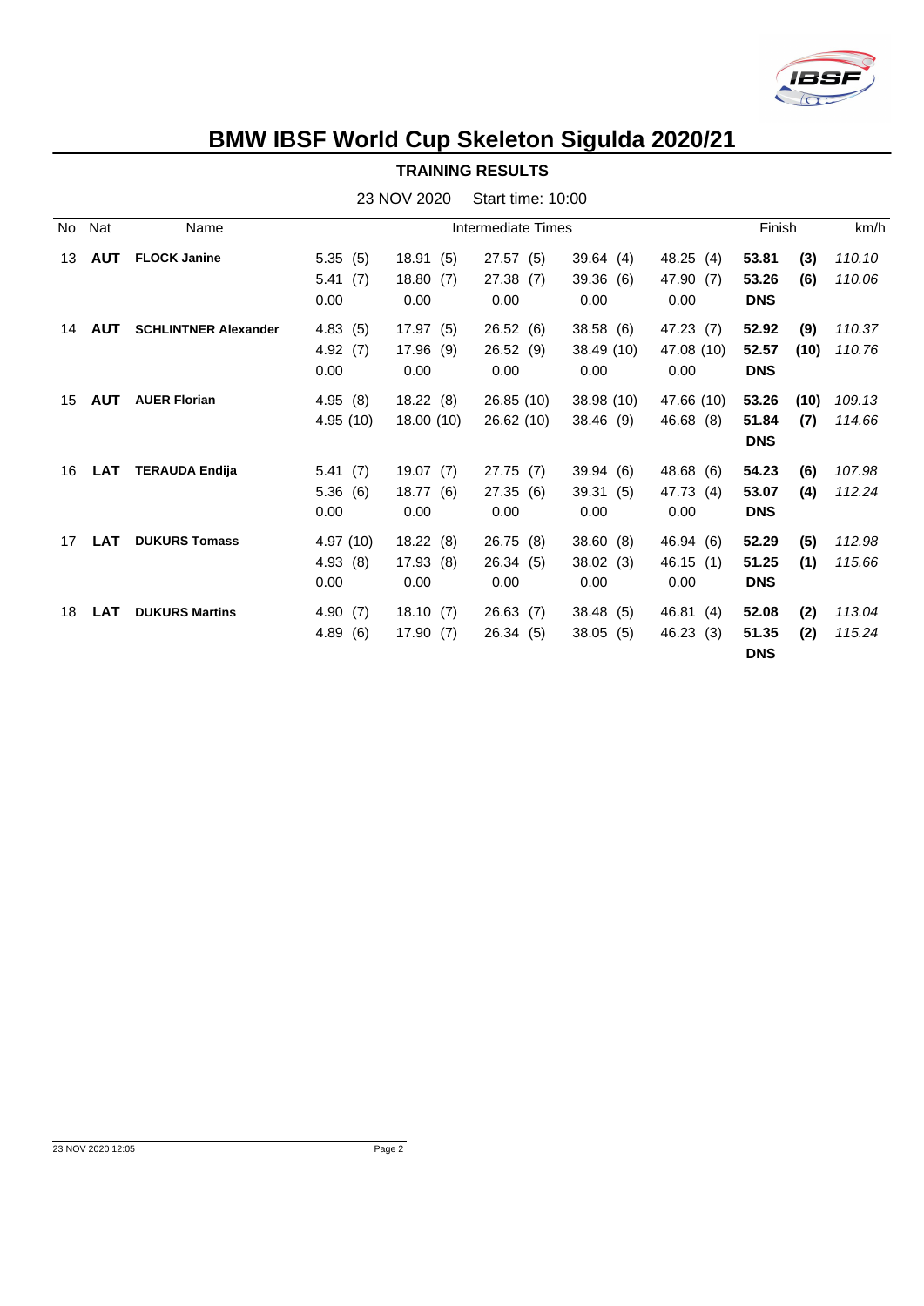# BMW IBSF World Cup Skeleton Sigulda 2020/21

## TRAINING RESULTS

23 NOV 2020 Start time: 10:00

| No | Nat | Name | Intermediate Times | | | | | Finish | | km/h |
|---|---|---|---|---|---|---|---|---|---|---|
| 13 | **AUT** | **FLOCK Janine** | 5.35 (5) | 18.91 (5) | 27.57 (5) | 39.64 (4) | 48.25 (4) | **53.81** | **(3)** | *110.10* |
| | | | 5.41 (7) | 18.80 (7) | 27.38 (7) | 39.36 (6) | 47.90 (7) | **53.26** | **(6)** | *110.06* |
| | | | 0.00 | 0.00 | 0.00 | 0.00 | 0.00 | **DNS** | | |
| 14 | **AUT** | **SCHLINTNER Alexander** | 4.83 (5) | 17.97 (5) | 26.52 (6) | 38.58 (6) | 47.23 (7) | **52.92** | **(9)** | *110.37* |
| | | | 4.92 (7) | 17.96 (9) | 26.52 (9) | 38.49 (10) | 47.08 (10) | **52.57** | **(10)** | *110.76* |
| | | | 0.00 | 0.00 | 0.00 | 0.00 | 0.00 | **DNS** | | |
| 15 | **AUT** | **AUER Florian** | 4.95 (8) | 18.22 (8) | 26.85 (10) | 38.98 (10) | 47.66 (10) | **53.26** | **(10)** | *109.13* |
| | | | 4.95 (10) | 18.00 (10) | 26.62 (10) | 38.46 (9) | 46.68 (8) | **51.84** | **(7)** | *114.66* |
| | | | | | | | | **DNS** | | |
| 16 | **LAT** | **TERAUDA Endija** | 5.41 (7) | 19.07 (7) | 27.75 (7) | 39.94 (6) | 48.68 (6) | **54.23** | **(6)** | *107.98* |
| | | | 5.36 (6) | 18.77 (6) | 27.35 (6) | 39.31 (5) | 47.73 (4) | **53.07** | **(4)** | *112.24* |
| | | | 0.00 | 0.00 | 0.00 | 0.00 | 0.00 | **DNS** | | |
| 17 | **LAT** | **DUKURS Tomass** | 4.97 (10) | 18.22 (8) | 26.75 (8) | 38.60 (8) | 46.94 (6) | **52.29** | **(5)** | *112.98* |
| | | | 4.93 (8) | 17.93 (8) | 26.34 (5) | 38.02 (3) | 46.15 (1) | **51.25** | **(1)** | *115.66* |
| | | | 0.00 | 0.00 | 0.00 | 0.00 | 0.00 | **DNS** | | |
| 18 | **LAT** | **DUKURS Martins** | 4.90 (7) | 18.10 (7) | 26.63 (7) | 38.48 (5) | 46.81 (4) | **52.08** | **(2)** | *113.04* |
| | | | 4.89 (6) | 17.90 (7) | 26.34 (5) | 38.05 (5) | 46.23 (3) | **51.35** | **(2)** | *115.24* |
| | | | | | | | | **DNS** | | |

23 NOV 2020 12:05